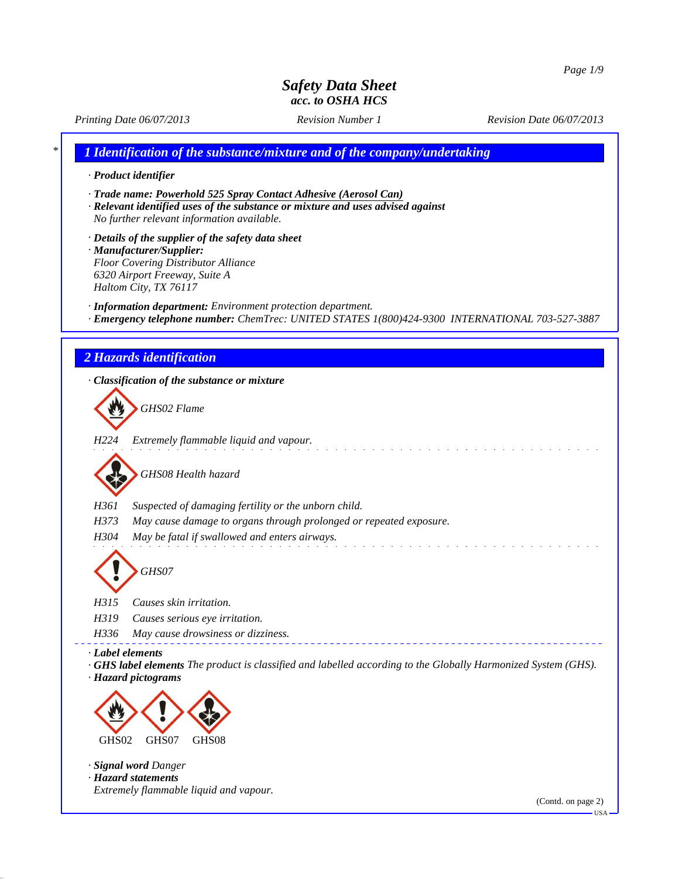# Safety Data Sheet
*acc. to OSHA HCS*

*Printing Date 06/07/2013* *Revision Number 1* *Revision Date 06/07/2013*

## 1 Identification of the substance/mixture and of the company/undertaking

· **Product identifier**

· **Trade name: Powerhold 525 Spray Contact Adhesive (Aerosol Can)**
· **Relevant identified uses of the substance or mixture and uses advised against**
No further relevant information available.

· **Details of the supplier of the safety data sheet**
· **Manufacturer/Supplier:**
Floor Covering Distributor Alliance
6320 Airport Freeway, Suite A
Haltom City, TX 76117

· **Information department:** Environment protection department.
· **Emergency telephone number:** ChemTrec: UNITED STATES 1(800)424-9300 INTERNATIONAL 703-527-3887

## 2 Hazards identification

· **Classification of the substance or mixture**

GHS02 Flame

H224 Extremely flammable liquid and vapour.

GHS08 Health hazard

H361 Suspected of damaging fertility or the unborn child.
H373 May cause damage to organs through prolonged or repeated exposure.
H304 May be fatal if swallowed and enters airways.

GHS07

H315 Causes skin irritation.
H319 Causes serious eye irritation.
H336 May cause drowsiness or dizziness.

· **Label elements**
· **GHS label elements** The product is classified and labelled according to the Globally Harmonized System (GHS).
· **Hazard pictograms**

GHS02 GHS07 GHS08

· **Signal word** Danger
· **Hazard statements**
Extremely flammable liquid and vapour.

(Contd. on page 2)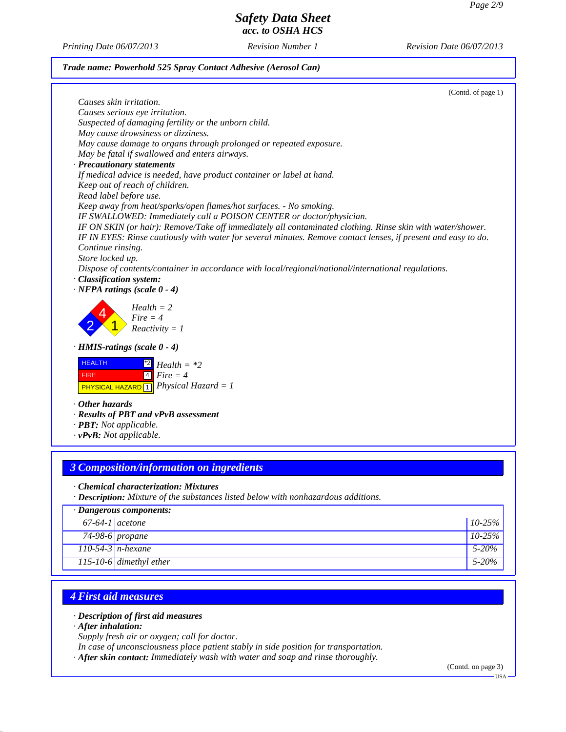(Contd. of page 1)

*Causes skin irritation.*
*Causes serious eye irritation.*
*Suspected of damaging fertility or the unborn child.*
*May cause drowsiness or dizziness.*
*May cause damage to organs through prolonged or repeated exposure.*
*May be fatal if swallowed and enters airways.*

· ***Precautionary statements***
*If medical advice is needed, have product container or label at hand.*
*Keep out of reach of children.*
*Read label before use.*
*Keep away from heat/sparks/open flames/hot surfaces. - No smoking.*
*IF SWALLOWED: Immediately call a POISON CENTER or doctor/physician.*
*IF ON SKIN (or hair): Remove/Take off immediately all contaminated clothing. Rinse skin with water/shower.*
*IF IN EYES: Rinse cautiously with water for several minutes. Remove contact lenses, if present and easy to do. Continue rinsing.*
*Store locked up.*
*Dispose of contents/container in accordance with local/regional/national/international regulations.*

· ***Classification system:***
· ***NFPA ratings (scale 0 - 4)***

*Health = 2*
*Fire = 4*
*Reactivity = 1*

· ***HMIS-ratings (scale 0 - 4)***

| | | |
|---|---|---|
| HEALTH | *2 | *Health = *2* |
| FIRE | 4 | *Fire = 4* |
| PHYSICAL HAZARD | 1 | *Physical Hazard = 1* |

· ***Other hazards***
· ***Results of PBT and vPvB assessment***
· ***PBT:*** *Not applicable.*
· ***vPvB:*** *Not applicable.*

## *3 Composition/information on ingredients*

· ***Chemical characterization: Mixtures***
· ***Description:*** *Mixture of the substances listed below with nonhazardous additions.*

| · ***Dangerous components:*** | | |
|---|---|---|
| *67-64-1* | *acetone* | *10-25%* |
| *74-98-6* | *propane* | *10-25%* |
| *110-54-3* | *n-hexane* | *5-20%* |
| *115-10-6* | *dimethyl ether* | *5-20%* |

## *4 First aid measures*

· ***Description of first aid measures***
· ***After inhalation:***
*Supply fresh air or oxygen; call for doctor.*
*In case of unconsciousness place patient stably in side position for transportation.*
· ***After skin contact:*** *Immediately wash with water and soap and rinse thoroughly.*

(Contd. on page 3)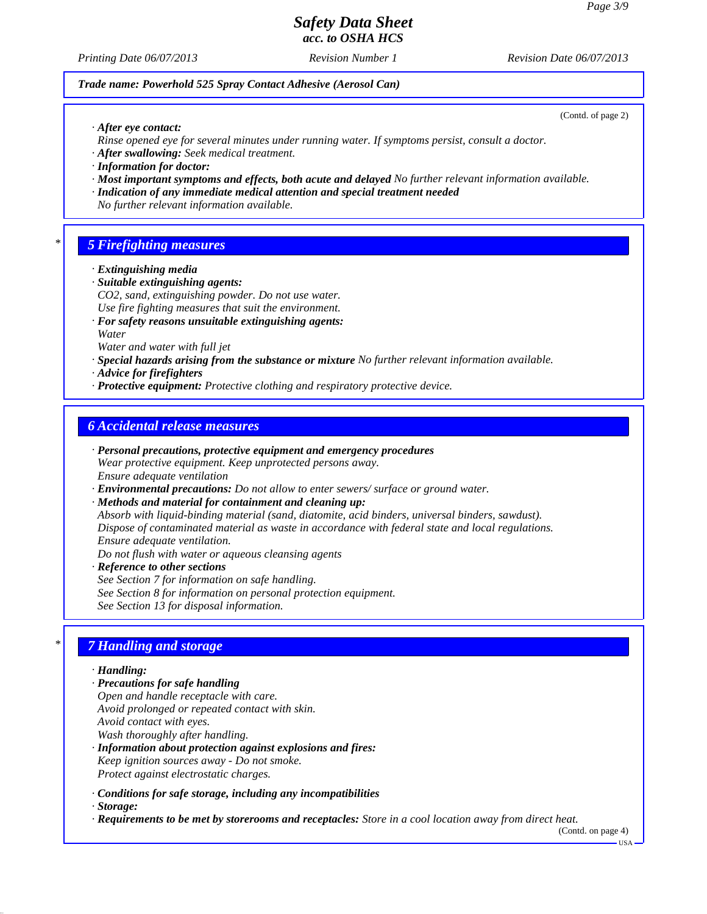**Trade name: Powerhold 525 Spray Contact Adhesive (Aerosol Can)**

(Contd. of page 2)

· **After eye contact:**
Rinse opened eye for several minutes under running water. If symptoms persist, consult a doctor.
· **After swallowing:** Seek medical treatment.
· **Information for doctor:**
· **Most important symptoms and effects, both acute and delayed** No further relevant information available.
· **Indication of any immediate medical attention and special treatment needed**
No further relevant information available.

## * 5 Firefighting measures

· **Extinguishing media**
· **Suitable extinguishing agents:**
$CO_2$, sand, extinguishing powder. Do not use water.
Use fire fighting measures that suit the environment.
· **For safety reasons unsuitable extinguishing agents:**
Water
Water and water with full jet
· **Special hazards arising from the substance or mixture** No further relevant information available.
· **Advice for firefighters**
· **Protective equipment:** Protective clothing and respiratory protective device.

## 6 Accidental release measures

· **Personal precautions, protective equipment and emergency procedures**
Wear protective equipment. Keep unprotected persons away.
Ensure adequate ventilation
· **Environmental precautions:** Do not allow to enter sewers/ surface or ground water.
· **Methods and material for containment and cleaning up:**
Absorb with liquid-binding material (sand, diatomite, acid binders, universal binders, sawdust).
Dispose of contaminated material as waste in accordance with federal state and local regulations.
Ensure adequate ventilation.
Do not flush with water or aqueous cleansing agents
· **Reference to other sections**
See Section 7 for information on safe handling.
See Section 8 for information on personal protection equipment.
See Section 13 for disposal information.

## * 7 Handling and storage

· **Handling:**
· **Precautions for safe handling**
Open and handle receptacle with care.
Avoid prolonged or repeated contact with skin.
Avoid contact with eyes.
Wash thoroughly after handling.
· **Information about protection against explosions and fires:**
Keep ignition sources away - Do not smoke.
Protect against electrostatic charges.

· **Conditions for safe storage, including any incompatibilities**
· **Storage:**
· **Requirements to be met by storerooms and receptacles:** Store in a cool location away from direct heat.

(Contd. on page 4)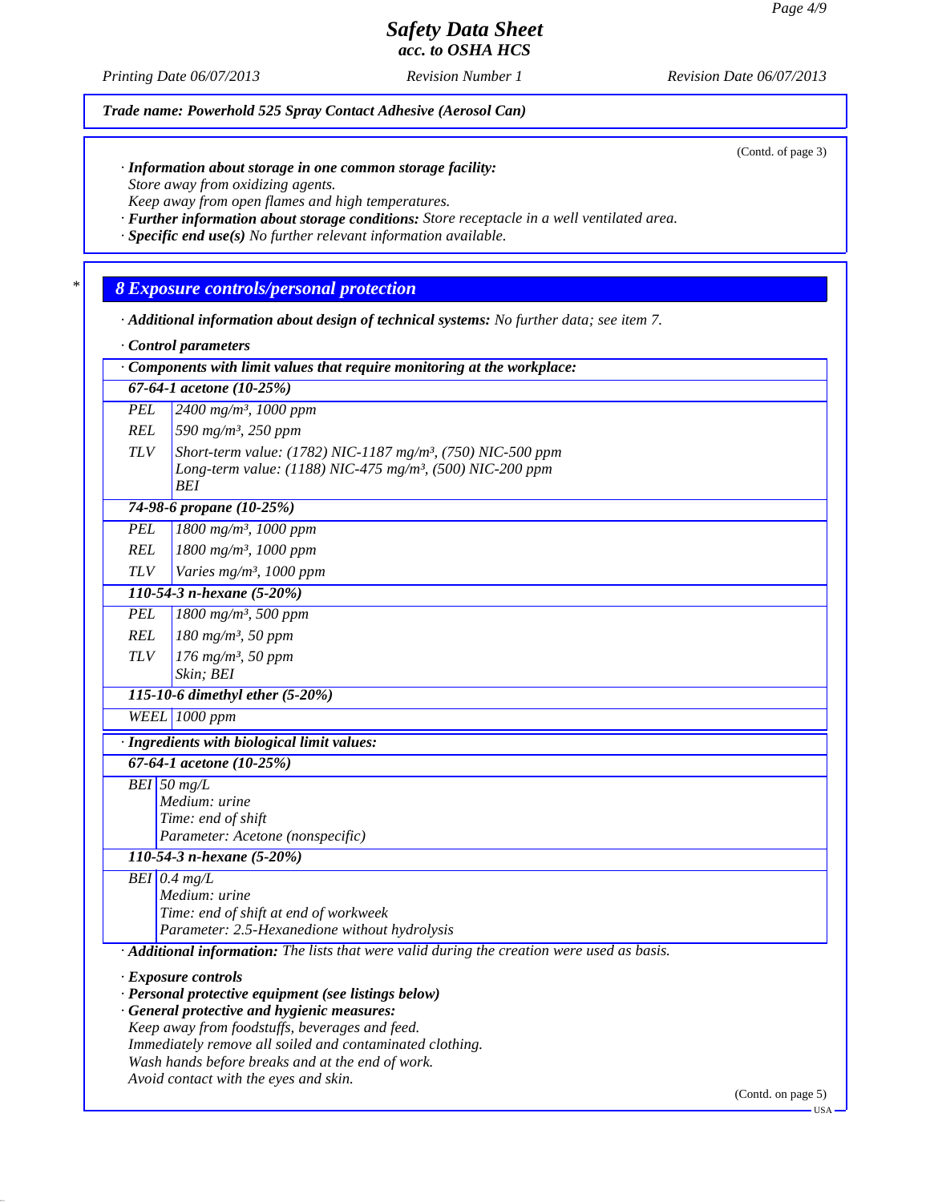(Contd. of page 3)

· **Information about storage in one common storage facility:**
Store away from oxidizing agents.
Keep away from open flames and high temperatures.
· **Further information about storage conditions:** Store receptacle in a well ventilated area.
· **Specific end use(s)** No further relevant information available.

## 8 Exposure controls/personal protection

· **Additional information about design of technical systems:** No further data; see item 7.

· **Control parameters**

| · Components with limit values that require monitoring at the workplace: | |
|---|---|
| **67-64-1 acetone (10-25%)** | |
| PEL | 2400 mg/m³, 1000 ppm |
| REL | 590 mg/m³, 250 ppm |
| TLV | Short-term value: (1782) NIC-1187 mg/m³, (750) NIC-500 ppm<br>Long-term value: (1188) NIC-475 mg/m³, (500) NIC-200 ppm<br>BEI |
| **74-98-6 propane (10-25%)** | |
| PEL | 1800 mg/m³, 1000 ppm |
| REL | 1800 mg/m³, 1000 ppm |
| TLV | Varies mg/m³, 1000 ppm |
| **110-54-3 n-hexane (5-20%)** | |
| PEL | 1800 mg/m³, 500 ppm |
| REL | 180 mg/m³, 50 ppm |
| TLV | 176 mg/m³, 50 ppm<br>Skin; BEI |
| **115-10-6 dimethyl ether (5-20%)** | |
| WEEL | 1000 ppm |

| · Ingredients with biological limit values: | |
|---|---|
| **67-64-1 acetone (10-25%)** | |
| BEI | 50 mg/L<br>Medium: urine<br>Time: end of shift<br>Parameter: Acetone (nonspecific) |
| **110-54-3 n-hexane (5-20%)** | |
| BEI | 0.4 mg/L<br>Medium: urine<br>Time: end of shift at end of workweek<br>Parameter: 2.5-Hexanedione without hydrolysis |

· **Additional information:** The lists that were valid during the creation were used as basis.

· **Exposure controls**
· **Personal protective equipment (see listings below)**
· **General protective and hygienic measures:**
Keep away from foodstuffs, beverages and feed.
Immediately remove all soiled and contaminated clothing.
Wash hands before breaks and at the end of work.
Avoid contact with the eyes and skin.

(Contd. on page 5)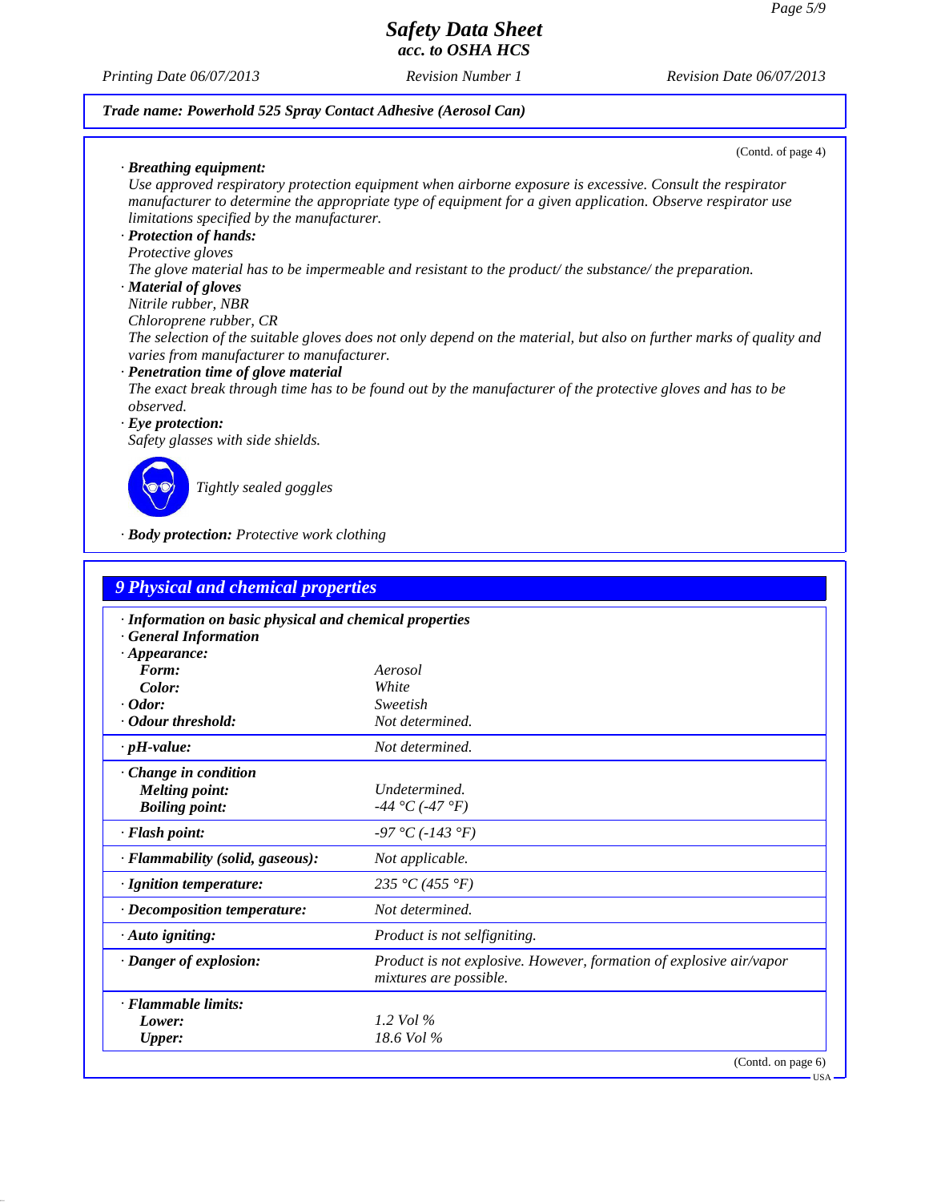**Trade name: Powerhold 525 Spray Contact Adhesive (Aerosol Can)**

(Contd. of page 4)

· **Breathing equipment:**
Use approved respiratory protection equipment when airborne exposure is excessive. Consult the respirator manufacturer to determine the appropriate type of equipment for a given application. Observe respirator use limitations specified by the manufacturer.

· **Protection of hands:**
Protective gloves
The glove material has to be impermeable and resistant to the product/ the substance/ the preparation.

· **Material of gloves**
Nitrile rubber, NBR
Chloroprene rubber, CR
The selection of the suitable gloves does not only depend on the material, but also on further marks of quality and varies from manufacturer to manufacturer.

· **Penetration time of glove material**
The exact break through time has to be found out by the manufacturer of the protective gloves and has to be observed.

· **Eye protection:**
Safety glasses with side shields.

Tightly sealed goggles

· **Body protection:** Protective work clothing

## 9 Physical and chemical properties

| · Information on basic physical and chemical properties | |
|---|---|
| · General Information | |
| · Appearance: | |
| Form: | Aerosol |
| Color: | White |
| · Odor: | Sweetish |
| · Odour threshold: | Not determined. |
| · pH-value: | Not determined. |
| · Change in condition | |
| Melting point: | Undetermined. |
| Boiling point: | -44 °C (-47 °F) |
| · Flash point: | -97 °C (-143 °F) |
| · Flammability (solid, gaseous): | Not applicable. |
| · Ignition temperature: | 235 °C (455 °F) |
| · Decomposition temperature: | Not determined. |
| · Auto igniting: | Product is not selfigniting. |
| · Danger of explosion: | Product is not explosive. However, formation of explosive air/vapor mixtures are possible. |
| · Flammable limits: | |
| Lower: | 1.2 Vol % |
| Upper: | 18.6 Vol % |

(Contd. on page 6)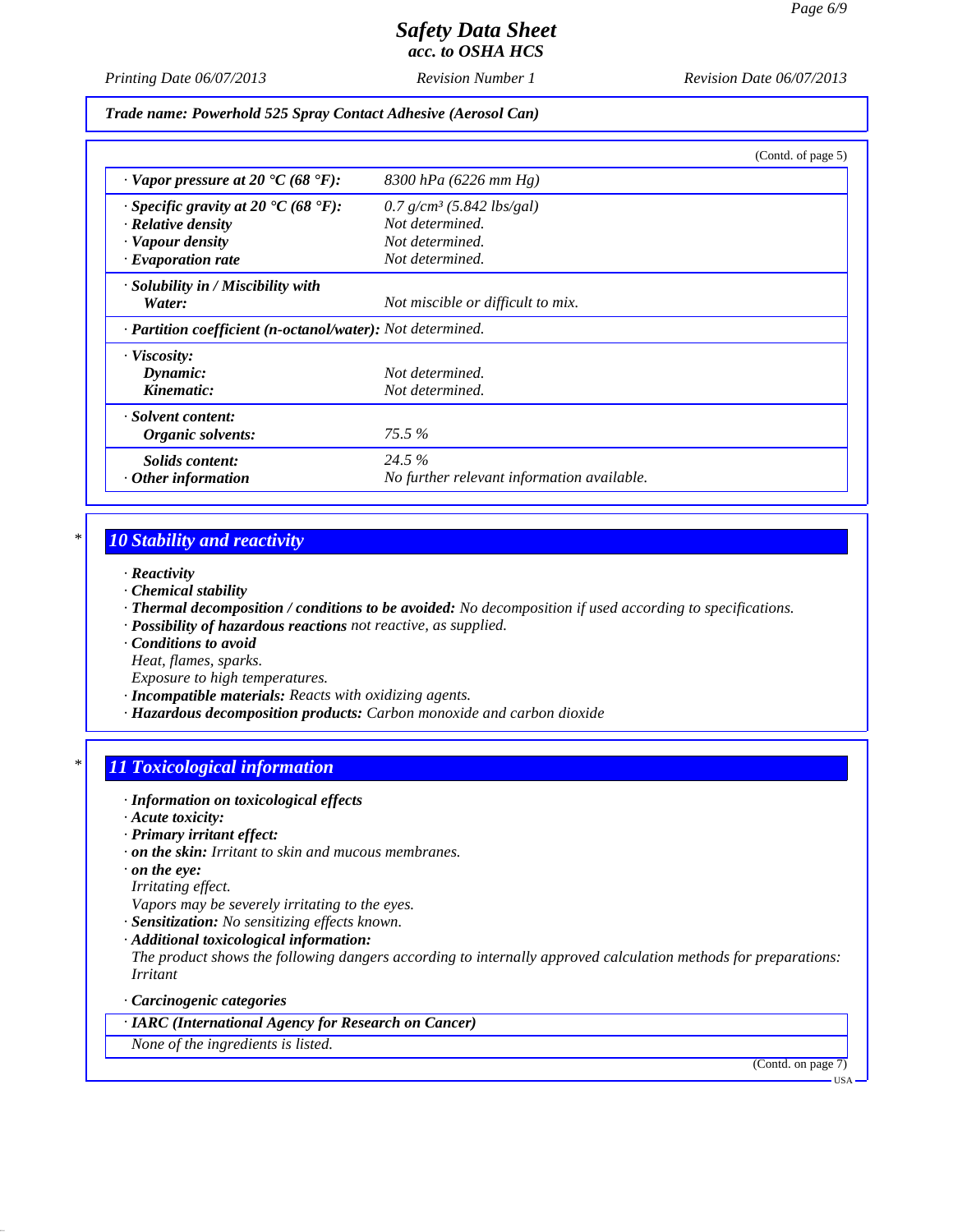*Trade name: Powerhold 525 Spray Contact Adhesive (Aerosol Can)*

(Contd. of page 5)

| | |
|---|---|
| **· Vapor pressure at 20 °C (68 °F):** | 8300 hPa (6226 mm Hg) |
| **· Specific gravity at 20 °C (68 °F):** | 0.7 g/cm³ (5.842 lbs/gal) |
| **· Relative density** | Not determined. |
| **· Vapour density** | Not determined. |
| **· Evaporation rate** | Not determined. |
| **· Solubility in / Miscibility with Water:** | Not miscible or difficult to mix. |
| **· Partition coefficient (n-octanol/water):** | Not determined. |
| **· Viscosity:** | |
| **Dynamic:** | Not determined. |
| **Kinematic:** | Not determined. |
| **· Solvent content:** | |
| **Organic solvents:** | 75.5 % |
| **Solids content:** | 24.5 % |
| **· Other information** | No further relevant information available. |

## 10 Stability and reactivity

- **Reactivity**
- **Chemical stability**
- **Thermal decomposition / conditions to be avoided:** No decomposition if used according to specifications.
- **Possibility of hazardous reactions** not reactive, as supplied.
- **Conditions to avoid**
  Heat, flames, sparks.
  Exposure to high temperatures.
- **Incompatible materials:** Reacts with oxidizing agents.
- **Hazardous decomposition products:** Carbon monoxide and carbon dioxide

## 11 Toxicological information

- **Information on toxicological effects**
- **Acute toxicity:**
- **Primary irritant effect:**
- **on the skin:** Irritant to skin and mucous membranes.
- **on the eye:**
  Irritating effect.
  Vapors may be severely irritating to the eyes.
- **Sensitization:** No sensitizing effects known.
- **Additional toxicological information:**
  The product shows the following dangers according to internally approved calculation methods for preparations:
  Irritant
- **Carcinogenic categories**

| **· IARC (International Agency for Research on Cancer)** |
|---|
| None of the ingredients is listed. |

(Contd. on page 7)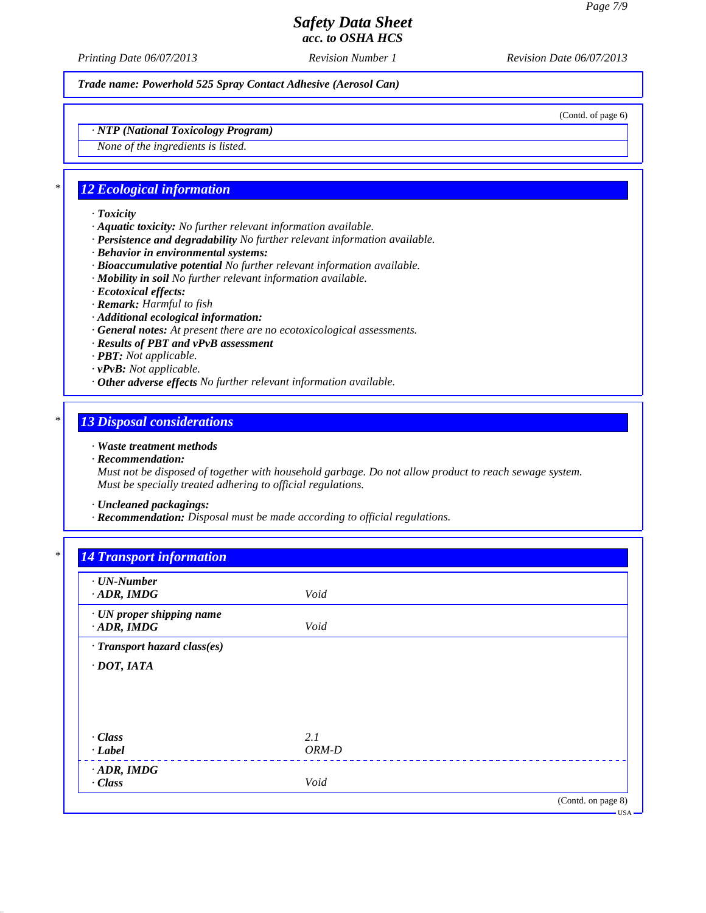**Safety Data Sheet**
**acc. to OSHA HCS**

Printing Date 06/07/2013 | Revision Number 1 | Revision Date 06/07/2013

**Trade name: Powerhold 525 Spray Contact Adhesive (Aerosol Can)**

(Contd. of page 6)

· **NTP (National Toxicology Program)**

None of the ingredients is listed.

## 12 Ecological information

· **Toxicity**
· **Aquatic toxicity:** No further relevant information available.
· **Persistence and degradability** No further relevant information available.
· **Behavior in environmental systems:**
· **Bioaccumulative potential** No further relevant information available.
· **Mobility in soil** No further relevant information available.
· **Ecotoxical effects:**
· **Remark:** Harmful to fish
· **Additional ecological information:**
· **General notes:** At present there are no ecotoxicological assessments.
· **Results of PBT and vPvB assessment**
· **PBT:** Not applicable.
· **vPvB:** Not applicable.
· **Other adverse effects** No further relevant information available.

## 13 Disposal considerations

· **Waste treatment methods**
· **Recommendation:**
Must not be disposed of together with household garbage. Do not allow product to reach sewage system.
Must be specially treated adhering to official regulations.

· **Uncleaned packagings:**
· **Recommendation:** Disposal must be made according to official regulations.

## 14 Transport information

| | |
|---|---|
| · **UN-Number** | |
| · **ADR, IMDG** | Void |
| · **UN proper shipping name** | |
| · **ADR, IMDG** | Void |
| · **Transport hazard class(es)** | |
| · **DOT, IATA** | |
| · **Class** | 2.1 |
| · **Label** | ORM-D |
| · **ADR, IMDG** | |
| · **Class** | Void |

(Contd. on page 8)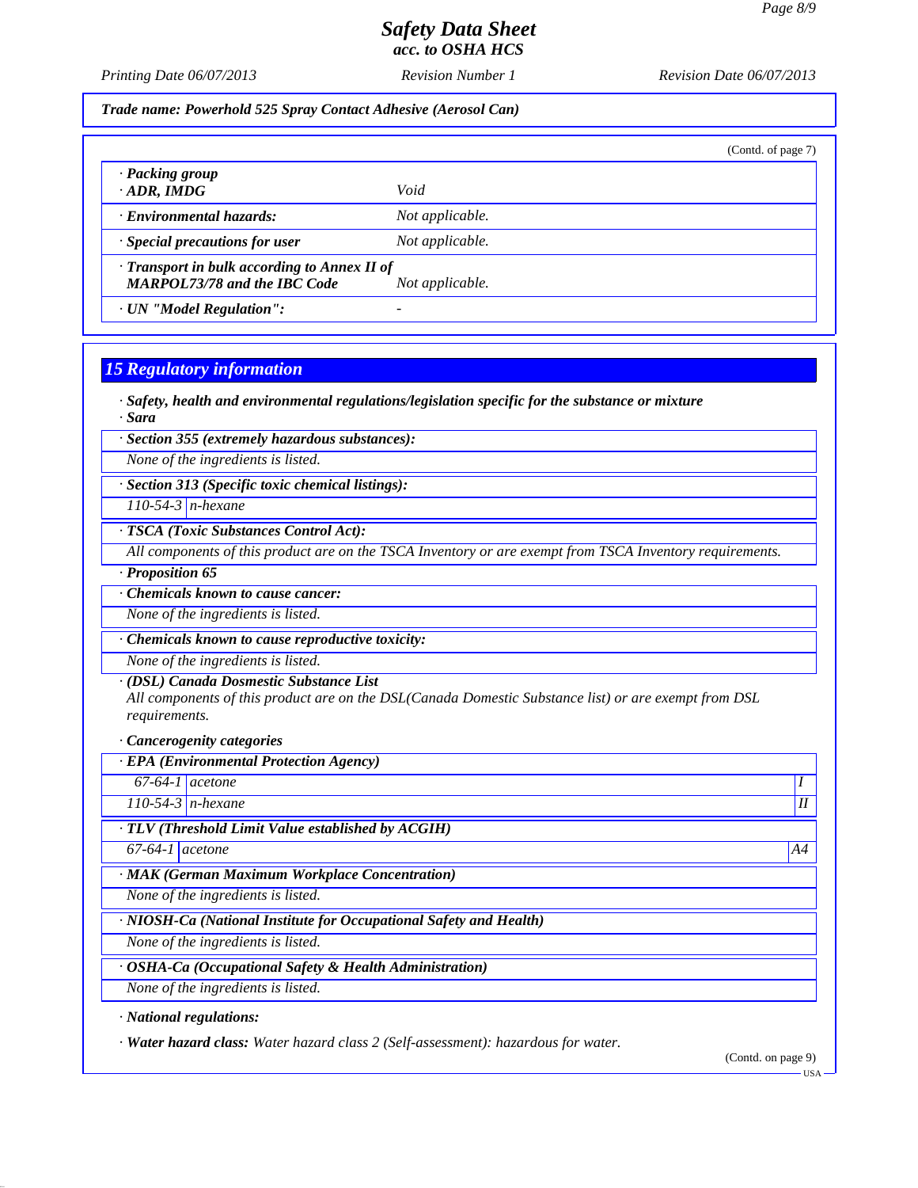Trade name: Powerhold 525 Spray Contact Adhesive (Aerosol Can)

(Contd. of page 7)

| | |
|---|---|
| · **Packing group** · **ADR, IMDG** | *Void* |
| · **Environmental hazards:** | *Not applicable.* |
| · **Special precautions for user** | *Not applicable.* |
| · **Transport in bulk according to Annex II of MARPOL73/78 and the IBC Code** | *Not applicable.* |
| · **UN "Model Regulation":** | - |

## 15 Regulatory information

· **Safety, health and environmental regulations/legislation specific for the substance or mixture**
· **Sara**

· **Section 355 (extremely hazardous substances):**

*None of the ingredients is listed.*

· **Section 313 (Specific toxic chemical listings):**

| | |
|---|---|
| 110-54-3 | n-hexane |

· **TSCA (Toxic Substances Control Act):**

*All components of this product are on the TSCA Inventory or are exempt from TSCA Inventory requirements.*

· **Proposition 65**

· **Chemicals known to cause cancer:**

*None of the ingredients is listed.*

· **Chemicals known to cause reproductive toxicity:**

*None of the ingredients is listed.*

· **(DSL) Canada Dosmestic Substance List**

*All components of this product are on the DSL(Canada Domestic Substance list) or are exempt from DSL requirements.*

· **Cancerogenity categories**

· **EPA (Environmental Protection Agency)**

| | | |
|---|---|---|
| 67-64-1 | acetone | I |
| 110-54-3 | n-hexane | II |

· **TLV (Threshold Limit Value established by ACGIH)**

| | | |
|---|---|---|
| 67-64-1 | acetone | A4 |

· **MAK (German Maximum Workplace Concentration)**

*None of the ingredients is listed.*

· **NIOSH-Ca (National Institute for Occupational Safety and Health)**

*None of the ingredients is listed.*

· **OSHA-Ca (Occupational Safety & Health Administration)**

*None of the ingredients is listed.*

· **National regulations:**

· **Water hazard class:** *Water hazard class 2 (Self-assessment): hazardous for water.*

(Contd. on page 9)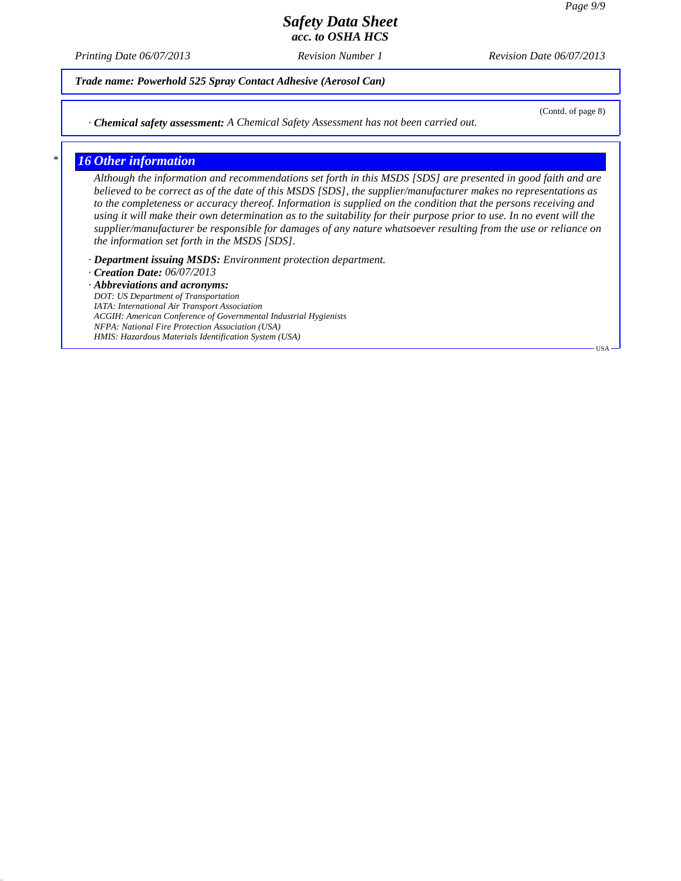*Trade name: Powerhold 525 Spray Contact Adhesive (Aerosol Can)*

(Contd. of page 8)

· ***Chemical safety assessment:*** *A Chemical Safety Assessment has not been carried out.*

## 16 Other information

*Although the information and recommendations set forth in this MSDS [SDS] are presented in good faith and are believed to be correct as of the date of this MSDS [SDS], the supplier/manufacturer makes no representations as to the completeness or accuracy thereof. Information is supplied on the condition that the persons receiving and using it will make their own determination as to the suitability for their purpose prior to use. In no event will the supplier/manufacturer be responsible for damages of any nature whatsoever resulting from the use or reliance on the information set forth in the MSDS [SDS].*

· ***Department issuing MSDS:*** *Environment protection department.*
· ***Creation Date:*** *06/07/2013*
· ***Abbreviations and acronyms:***
*DOT: US Department of Transportation*
*IATA: International Air Transport Association*
*ACGIH: American Conference of Governmental Industrial Hygienists*
*NFPA: National Fire Protection Association (USA)*
*HMIS: Hazardous Materials Identification System (USA)*